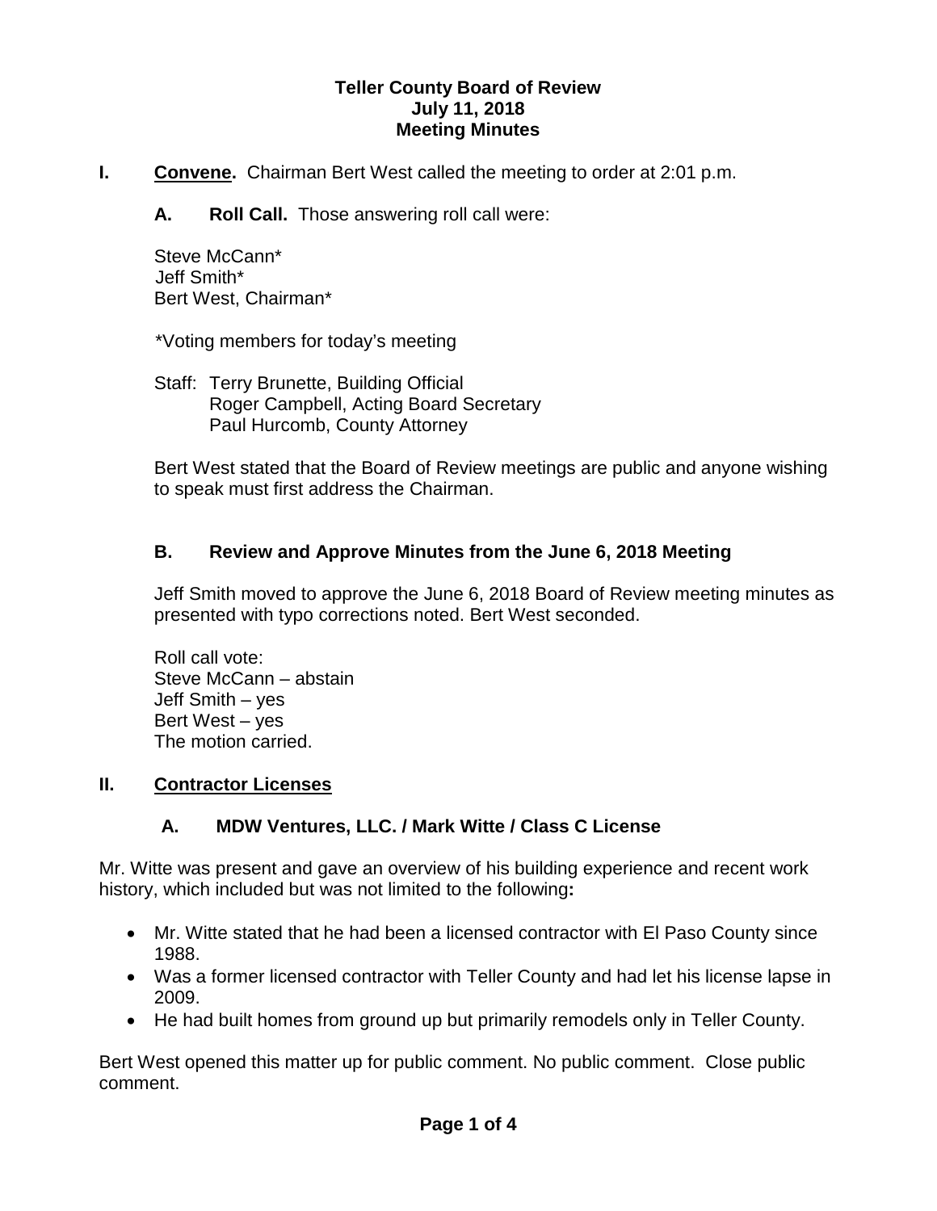**Teller County Board of Review**
**July 11, 2018**
**Meeting Minutes**

**I.** **Convene.** Chairman Bert West called the meeting to order at 2:01 p.m.

**A.** **Roll Call.** Those answering roll call were:

Steve McCann*
Jeff Smith*
Bert West, Chairman*

*Voting members for today's meeting

Staff: Terry Brunette, Building Official
Roger Campbell, Acting Board Secretary
Paul Hurcomb, County Attorney

Bert West stated that the Board of Review meetings are public and anyone wishing to speak must first address the Chairman.

**B.** **Review and Approve Minutes from the June 6, 2018 Meeting**

Jeff Smith moved to approve the June 6, 2018 Board of Review meeting minutes as presented with typo corrections noted. Bert West seconded.

Roll call vote:
Steve McCann – abstain
Jeff Smith – yes
Bert West – yes
The motion carried.

**II.** **Contractor Licenses**

**A.** **MDW Ventures, LLC. / Mark Witte / Class C License**

Mr. Witte was present and gave an overview of his building experience and recent work history, which included but was not limited to the following**:**

- Mr. Witte stated that he had been a licensed contractor with El Paso County since 1988.
- Was a former licensed contractor with Teller County and had let his license lapse in 2009.
- He had built homes from ground up but primarily remodels only in Teller County.

Bert West opened this matter up for public comment. No public comment. Close public comment.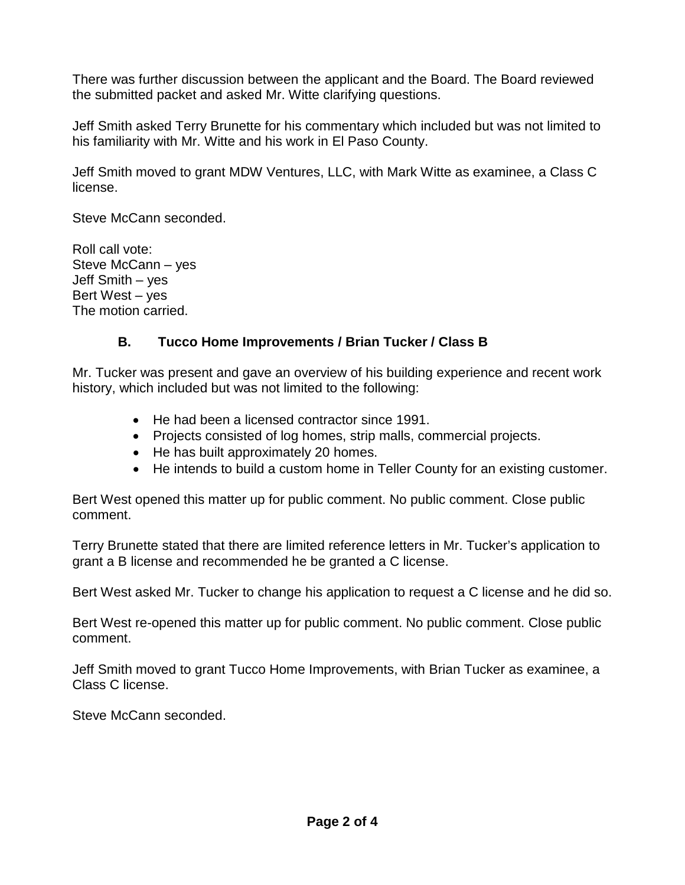There was further discussion between the applicant and the Board. The Board reviewed the submitted packet and asked Mr. Witte clarifying questions.

Jeff Smith asked Terry Brunette for his commentary which included but was not limited to his familiarity with Mr. Witte and his work in El Paso County.

Jeff Smith moved to grant MDW Ventures, LLC, with Mark Witte as examinee, a Class C license.

Steve McCann seconded.

Roll call vote:
Steve McCann – yes
Jeff Smith – yes
Bert West – yes
The motion carried.

### B. Tucco Home Improvements / Brian Tucker / Class B

Mr. Tucker was present and gave an overview of his building experience and recent work history, which included but was not limited to the following:

- He had been a licensed contractor since 1991.
- Projects consisted of log homes, strip malls, commercial projects.
- He has built approximately 20 homes.
- He intends to build a custom home in Teller County for an existing customer.

Bert West opened this matter up for public comment. No public comment. Close public comment.

Terry Brunette stated that there are limited reference letters in Mr. Tucker's application to grant a B license and recommended he be granted a C license.

Bert West asked Mr. Tucker to change his application to request a C license and he did so.

Bert West re-opened this matter up for public comment. No public comment. Close public comment.

Jeff Smith moved to grant Tucco Home Improvements, with Brian Tucker as examinee, a Class C license.

Steve McCann seconded.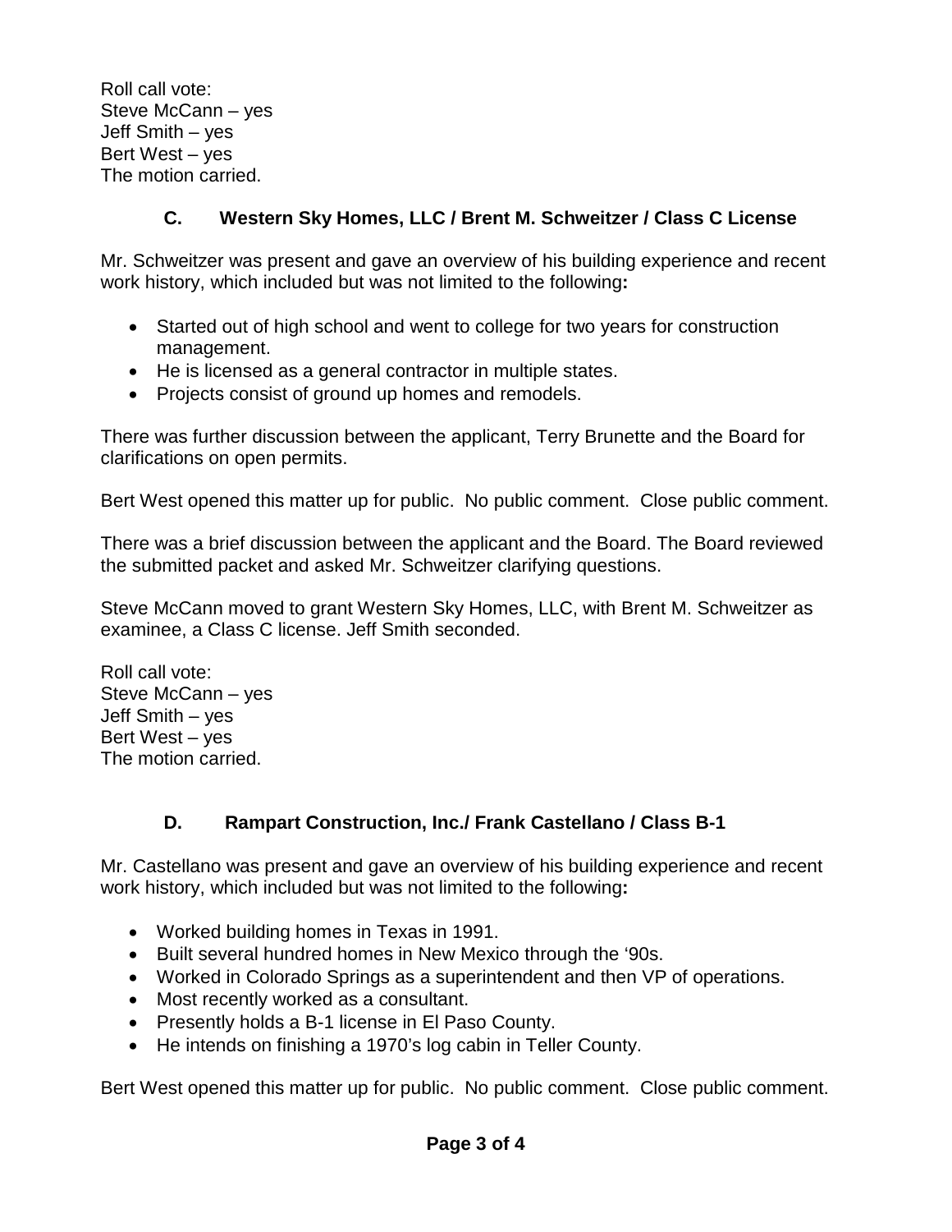Roll call vote:
Steve McCann – yes
Jeff Smith – yes
Bert West – yes
The motion carried.

### C. Western Sky Homes, LLC / Brent M. Schweitzer / Class C License

Mr. Schweitzer was present and gave an overview of his building experience and recent work history, which included but was not limited to the following**:**

- Started out of high school and went to college for two years for construction management.
- He is licensed as a general contractor in multiple states.
- Projects consist of ground up homes and remodels.

There was further discussion between the applicant, Terry Brunette and the Board for clarifications on open permits.

Bert West opened this matter up for public. No public comment. Close public comment.

There was a brief discussion between the applicant and the Board. The Board reviewed the submitted packet and asked Mr. Schweitzer clarifying questions.

Steve McCann moved to grant Western Sky Homes, LLC, with Brent M. Schweitzer as examinee, a Class C license. Jeff Smith seconded.

Roll call vote:
Steve McCann – yes
Jeff Smith – yes
Bert West – yes
The motion carried.

### D. Rampart Construction, Inc./ Frank Castellano / Class B-1

Mr. Castellano was present and gave an overview of his building experience and recent work history, which included but was not limited to the following**:**

- Worked building homes in Texas in 1991.
- Built several hundred homes in New Mexico through the '90s.
- Worked in Colorado Springs as a superintendent and then VP of operations.
- Most recently worked as a consultant.
- Presently holds a B-1 license in El Paso County.
- He intends on finishing a 1970's log cabin in Teller County.

Bert West opened this matter up for public. No public comment. Close public comment.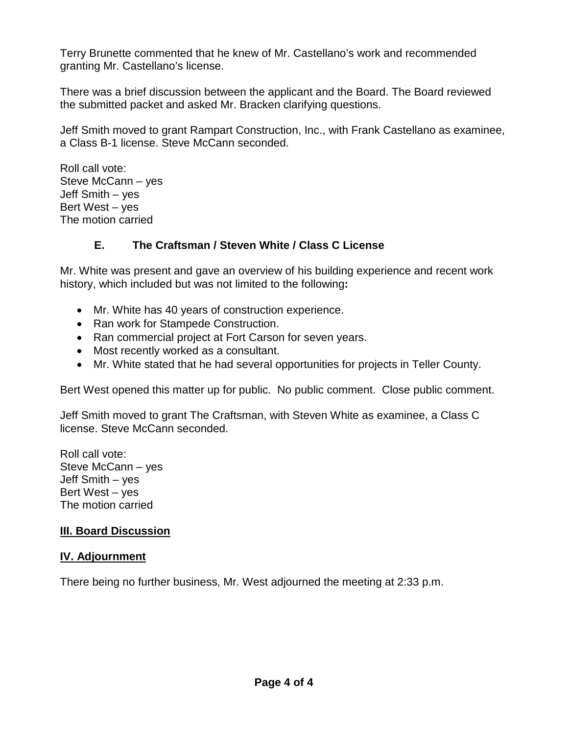Terry Brunette commented that he knew of Mr. Castellano's work and recommended granting Mr. Castellano's license.

There was a brief discussion between the applicant and the Board. The Board reviewed the submitted packet and asked Mr. Bracken clarifying questions.

Jeff Smith moved to grant Rampart Construction, Inc., with Frank Castellano as examinee, a Class B-1 license. Steve McCann seconded.

Roll call vote:
Steve McCann – yes
Jeff Smith – yes
Bert West – yes
The motion carried

### E. The Craftsman / Steven White / Class C License

Mr. White was present and gave an overview of his building experience and recent work history, which included but was not limited to the following**:**

- Mr. White has 40 years of construction experience.
- Ran work for Stampede Construction.
- Ran commercial project at Fort Carson for seven years.
- Most recently worked as a consultant.
- Mr. White stated that he had several opportunities for projects in Teller County.

Bert West opened this matter up for public. No public comment. Close public comment.

Jeff Smith moved to grant The Craftsman, with Steven White as examinee, a Class C license. Steve McCann seconded.

Roll call vote:
Steve McCann – yes
Jeff Smith – yes
Bert West – yes
The motion carried

## III. Board Discussion

## IV. Adjournment

There being no further business, Mr. West adjourned the meeting at 2:33 p.m.